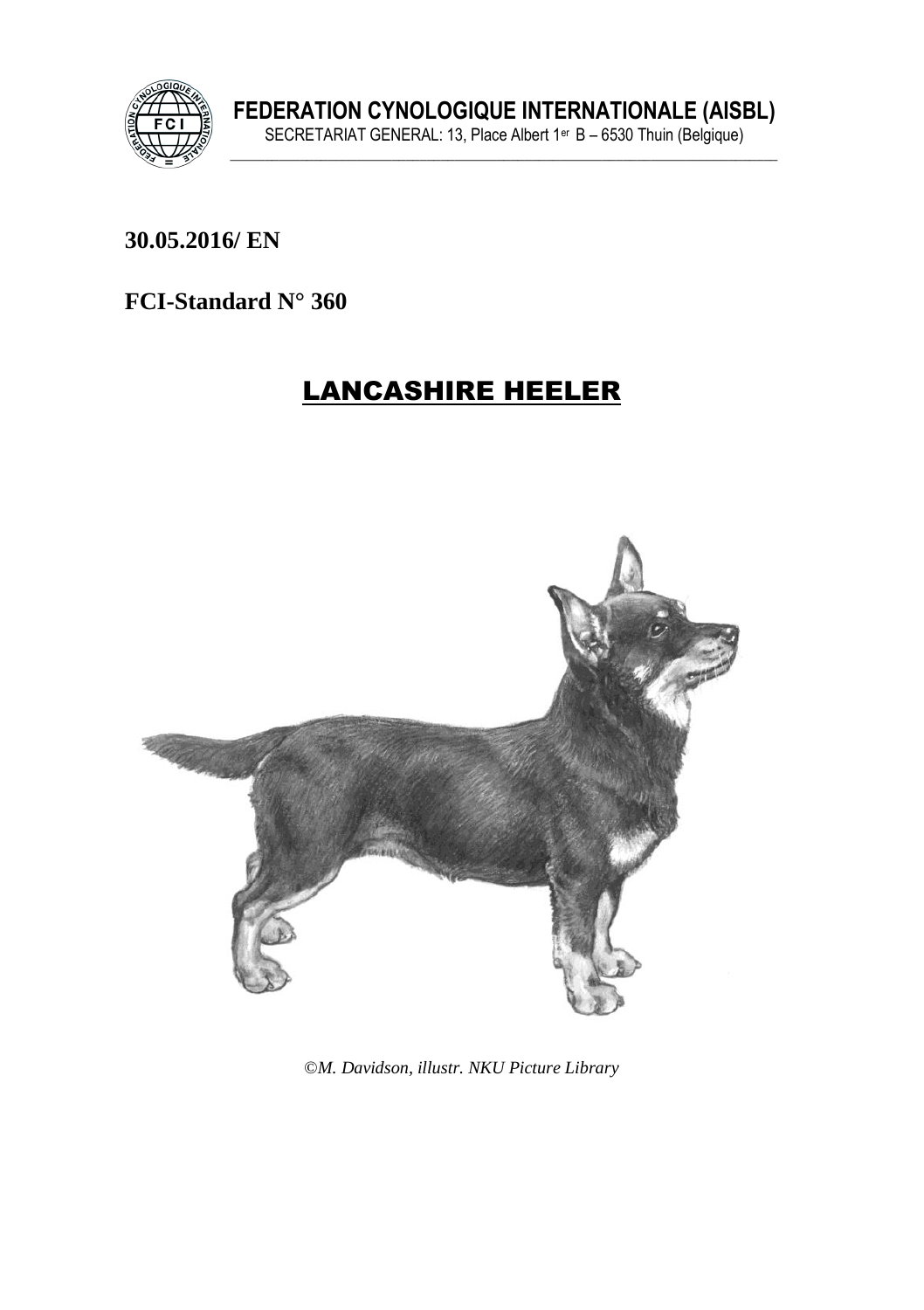**FEDERATION CYNOLOGIQUE INTERNATIONALE (AISBL)**
SECRETARIAT GENERAL: 13, Place Albert 1er B – 6530 Thuin (Belgique)

**30.05.2016/ EN**

**FCI-Standard N° 360**

# LANCASHIRE HEELER

*©M. Davidson, illustr. NKU Picture Library*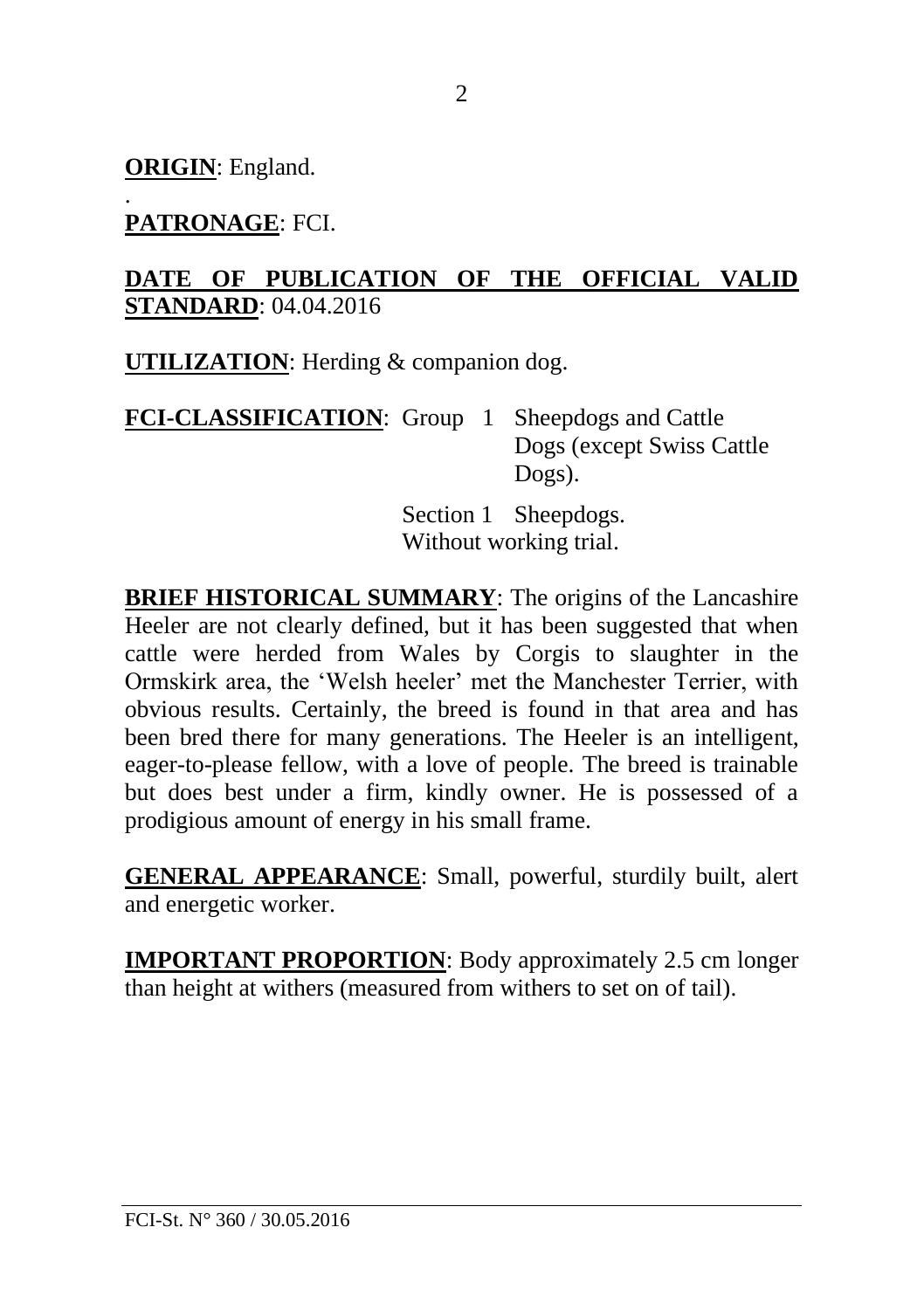**ORIGIN**: England.

.
**PATRONAGE**: FCI.

**DATE OF PUBLICATION OF THE OFFICIAL VALID STANDARD**: 04.04.2016

**UTILIZATION**: Herding & companion dog.

**FCI-CLASSIFICATION**: Group 1 Sheepdogs and Cattle Dogs (except Swiss Cattle Dogs).
Section 1 Sheepdogs.
Without working trial.

**BRIEF HISTORICAL SUMMARY**: The origins of the Lancashire Heeler are not clearly defined, but it has been suggested that when cattle were herded from Wales by Corgis to slaughter in the Ormskirk area, the 'Welsh heeler' met the Manchester Terrier, with obvious results. Certainly, the breed is found in that area and has been bred there for many generations. The Heeler is an intelligent, eager-to-please fellow, with a love of people. The breed is trainable but does best under a firm, kindly owner. He is possessed of a prodigious amount of energy in his small frame.

**GENERAL APPEARANCE**: Small, powerful, sturdily built, alert and energetic worker.

**IMPORTANT PROPORTION**: Body approximately 2.5 cm longer than height at withers (measured from withers to set on of tail).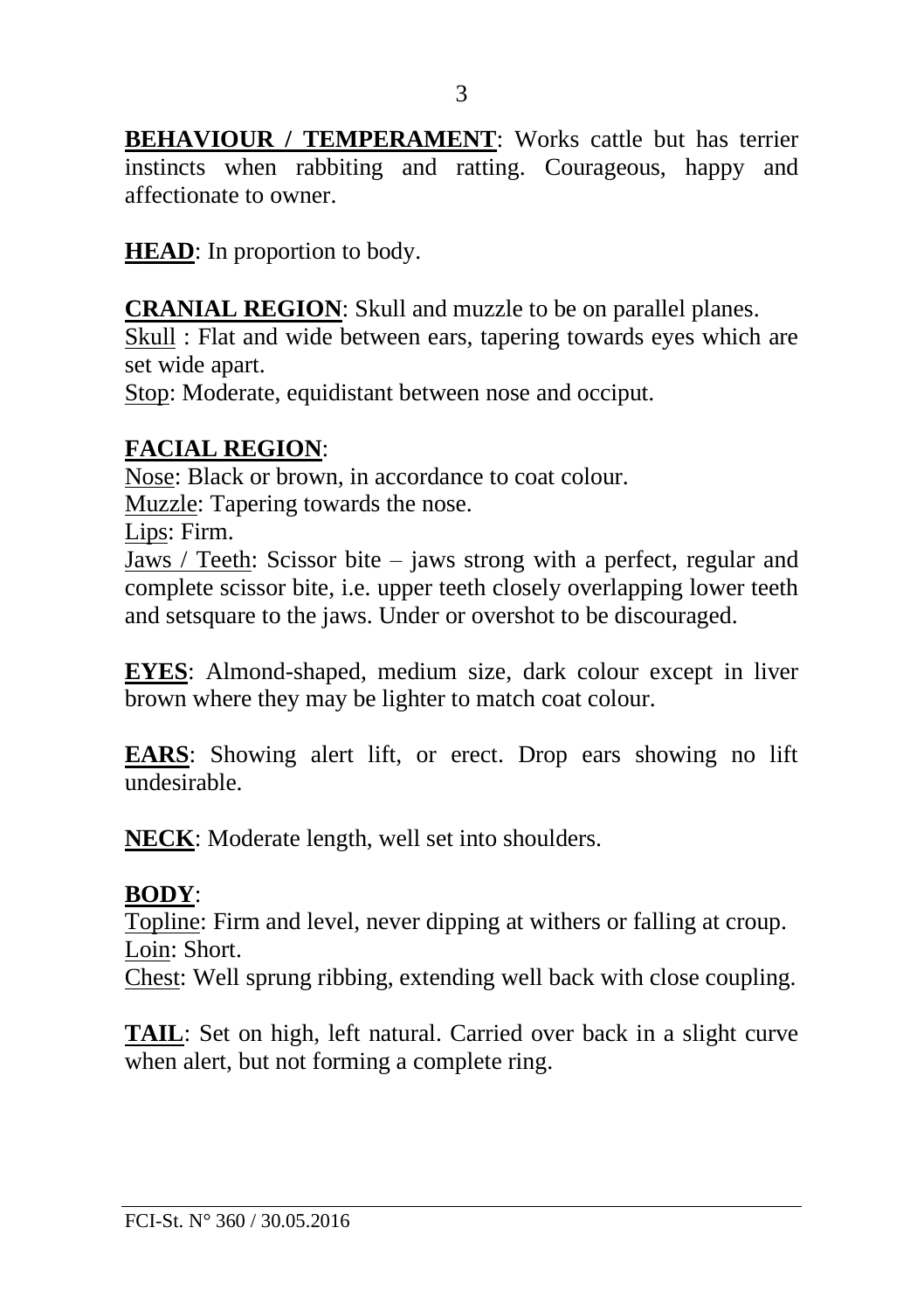**BEHAVIOUR / TEMPERAMENT**: Works cattle but has terrier instincts when rabbiting and ratting. Courageous, happy and affectionate to owner.

**HEAD**: In proportion to body.

**CRANIAL REGION**: Skull and muzzle to be on parallel planes.
Skull : Flat and wide between ears, tapering towards eyes which are set wide apart.
Stop: Moderate, equidistant between nose and occiput.

**FACIAL REGION**:
Nose: Black or brown, in accordance to coat colour.
Muzzle: Tapering towards the nose.
Lips: Firm.
Jaws / Teeth: Scissor bite – jaws strong with a perfect, regular and complete scissor bite, i.e. upper teeth closely overlapping lower teeth and setsquare to the jaws. Under or overshot to be discouraged.

**EYES**: Almond-shaped, medium size, dark colour except in liver brown where they may be lighter to match coat colour.

**EARS**: Showing alert lift, or erect. Drop ears showing no lift undesirable.

**NECK**: Moderate length, well set into shoulders.

**BODY**:
Topline: Firm and level, never dipping at withers or falling at croup.
Loin: Short.
Chest: Well sprung ribbing, extending well back with close coupling.

**TAIL**: Set on high, left natural. Carried over back in a slight curve when alert, but not forming a complete ring.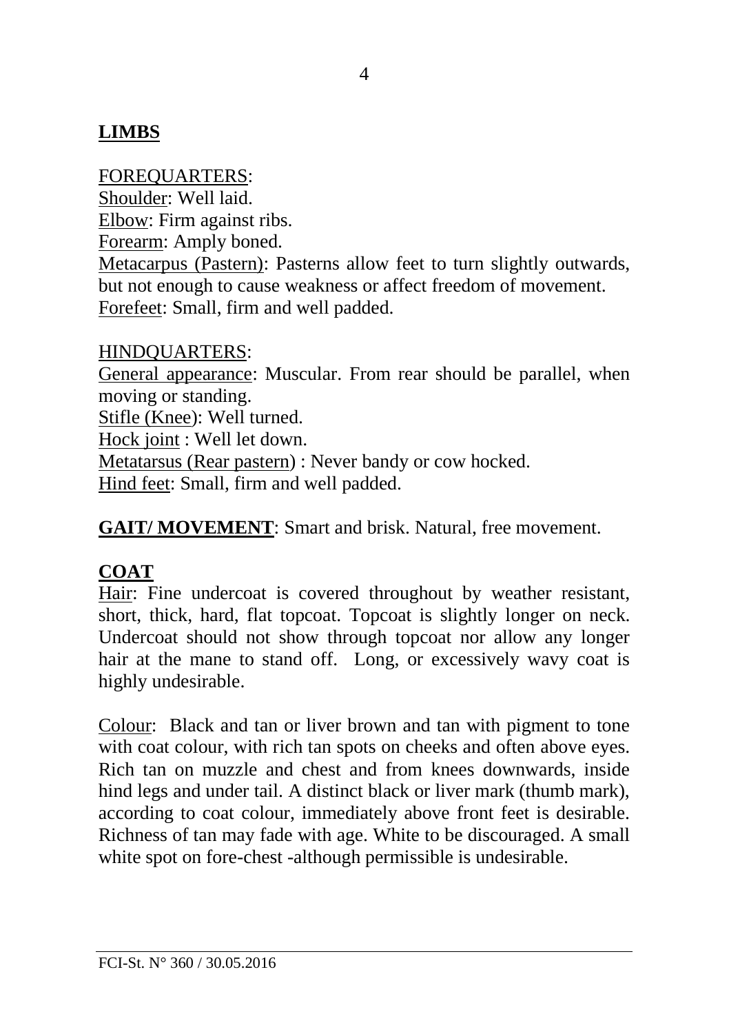## LIMBS

FOREQUARTERS:
Shoulder: Well laid.
Elbow: Firm against ribs.
Forearm: Amply boned.
Metacarpus (Pastern): Pasterns allow feet to turn slightly outwards, but not enough to cause weakness or affect freedom of movement.
Forefeet: Small, firm and well padded.

HINDQUARTERS:
General appearance: Muscular. From rear should be parallel, when moving or standing.
Stifle (Knee): Well turned.
Hock joint : Well let down.
Metatarsus (Rear pastern) : Never bandy or cow hocked.
Hind feet: Small, firm and well padded.

**GAIT/ MOVEMENT**: Smart and brisk. Natural, free movement.

## COAT

Hair: Fine undercoat is covered throughout by weather resistant, short, thick, hard, flat topcoat. Topcoat is slightly longer on neck. Undercoat should not show through topcoat nor allow any longer hair at the mane to stand off. Long, or excessively wavy coat is highly undesirable.

Colour: Black and tan or liver brown and tan with pigment to tone with coat colour, with rich tan spots on cheeks and often above eyes. Rich tan on muzzle and chest and from knees downwards, inside hind legs and under tail. A distinct black or liver mark (thumb mark), according to coat colour, immediately above front feet is desirable. Richness of tan may fade with age. White to be discouraged. A small white spot on fore-chest -although permissible is undesirable.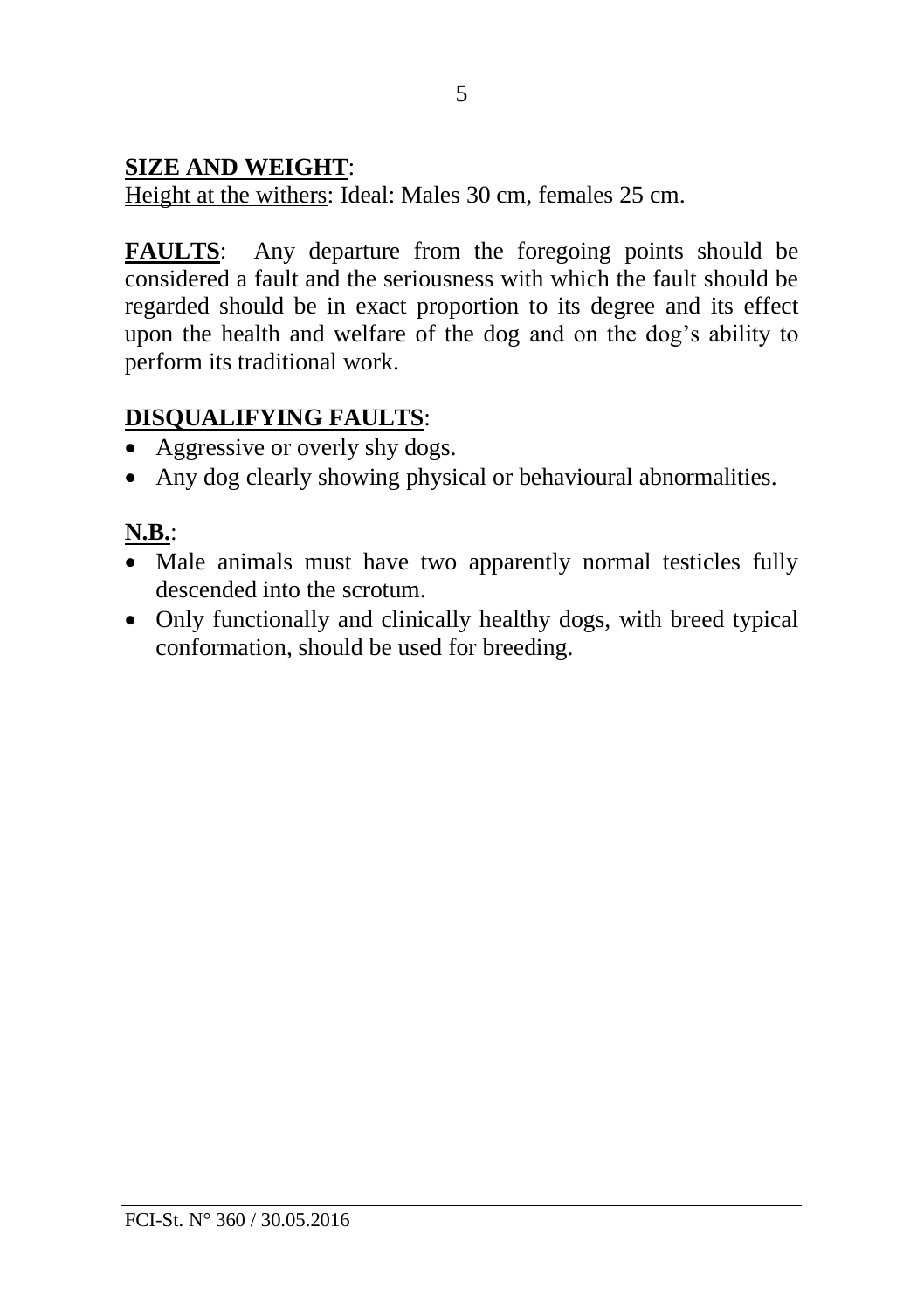**SIZE AND WEIGHT**:

Height at the withers: Ideal: Males 30 cm, females 25 cm.

**FAULTS**: Any departure from the foregoing points should be considered a fault and the seriousness with which the fault should be regarded should be in exact proportion to its degree and its effect upon the health and welfare of the dog and on the dog's ability to perform its traditional work.

**DISQUALIFYING FAULTS**:

- Aggressive or overly shy dogs.
- Any dog clearly showing physical or behavioural abnormalities.

**N.B.**:

- Male animals must have two apparently normal testicles fully descended into the scrotum.
- Only functionally and clinically healthy dogs, with breed typical conformation, should be used for breeding.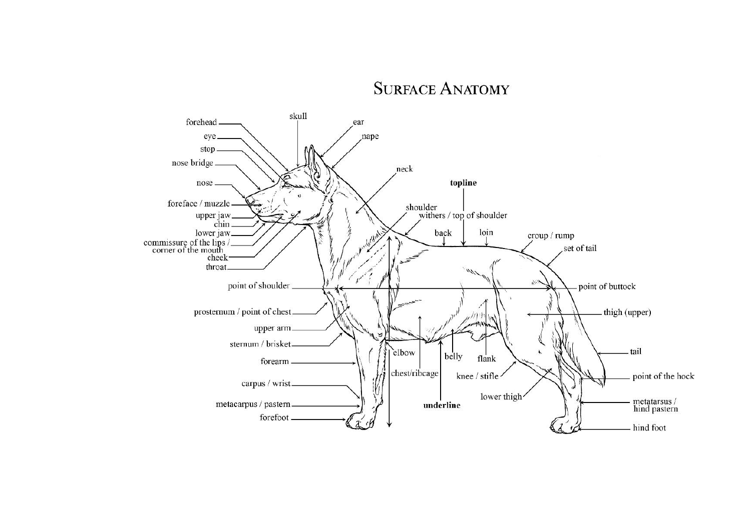# Surface Anatomy

forehead

skull

ear

eye

nape

stop

nose bridge

neck

nose

topline

foreface / muzzle

shoulder

upper jaw

withers / top of shoulder

chin

back

loin

lower jaw

croup / rump

commissure of the lips / corner of the mouth

set of tail

cheek

throat

point of shoulder

point of buttock

prosternum / point of chest

thigh (upper)

upper arm

sternum / brisket

tail

elbow

belly

flank

forearm

chest/ribcage

knee / stifle

point of the hock

carpus / wrist

lower thigh

metacarpus / pastern

underline

metatarsus / hind pastern

forefoot

hind foot